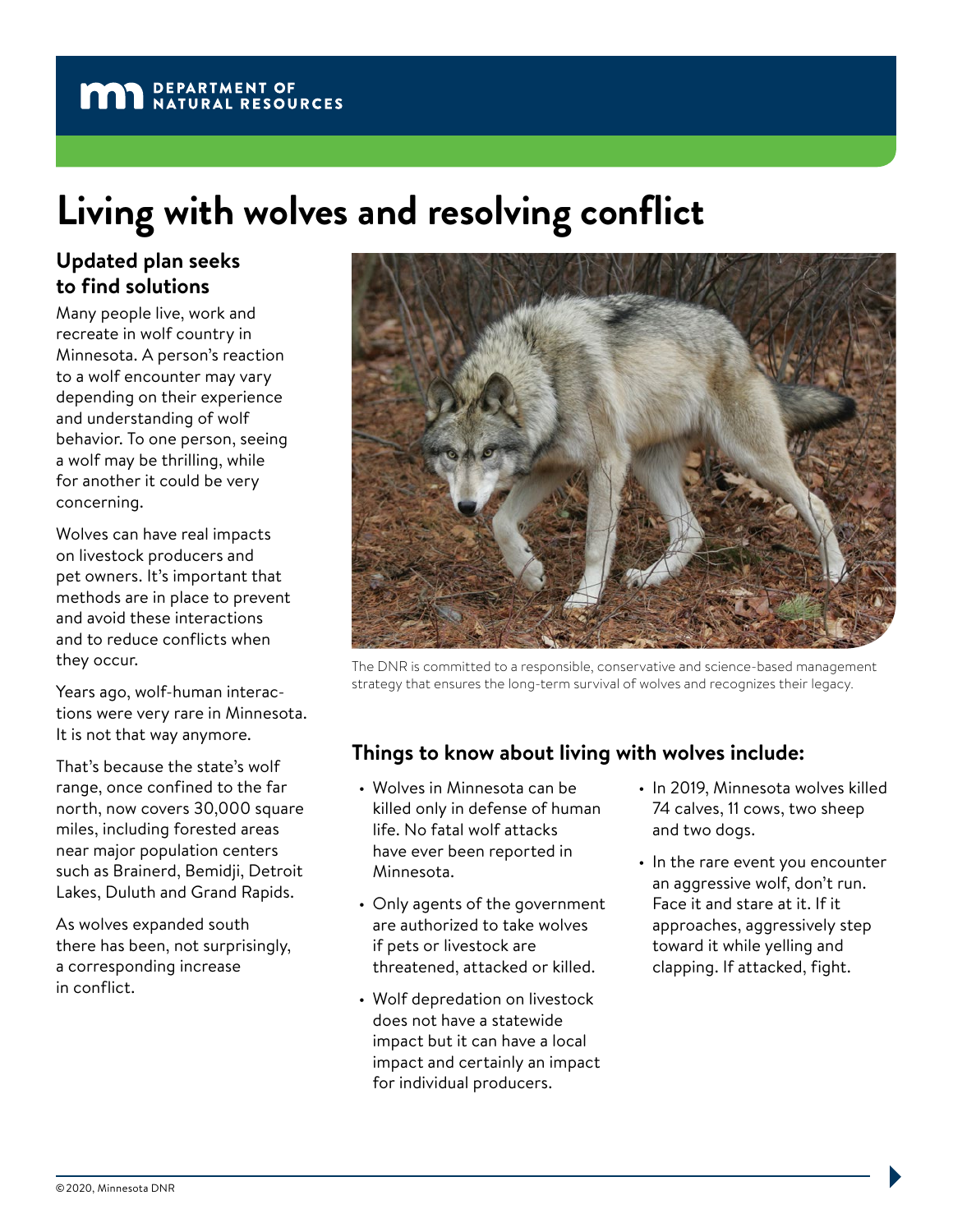DEPARTMENT OF NATURAL RESOURCES

# Living with wolves and resolving conflict

## Updated plan seeks to find solutions

Many people live, work and recreate in wolf country in Minnesota. A person's reaction to a wolf encounter may vary depending on their experience and understanding of wolf behavior. To one person, seeing a wolf may be thrilling, while for another it could be very concerning.

Wolves can have real impacts on livestock producers and pet owners. It's important that methods are in place to prevent and avoid these interactions and to reduce conflicts when they occur.

Years ago, wolf-human interactions were very rare in Minnesota. It is not that way anymore.

That's because the state's wolf range, once confined to the far north, now covers 30,000 square miles, including forested areas near major population centers such as Brainerd, Bemidji, Detroit Lakes, Duluth and Grand Rapids.

As wolves expanded south there has been, not surprisingly, a corresponding increase in conflict.

The DNR is committed to a responsible, conservative and science-based management strategy that ensures the long-term survival of wolves and recognizes their legacy.

## Things to know about living with wolves include:

- Wolves in Minnesota can be killed only in defense of human life. No fatal wolf attacks have ever been reported in Minnesota.
- Only agents of the government are authorized to take wolves if pets or livestock are threatened, attacked or killed.
- Wolf depredation on livestock does not have a statewide impact but it can have a local impact and certainly an impact for individual producers.
- In 2019, Minnesota wolves killed 74 calves, 11 cows, two sheep and two dogs.
- In the rare event you encounter an aggressive wolf, don't run. Face it and stare at it. If it approaches, aggressively step toward it while yelling and clapping. If attacked, fight.

©2020, Minnesota DNR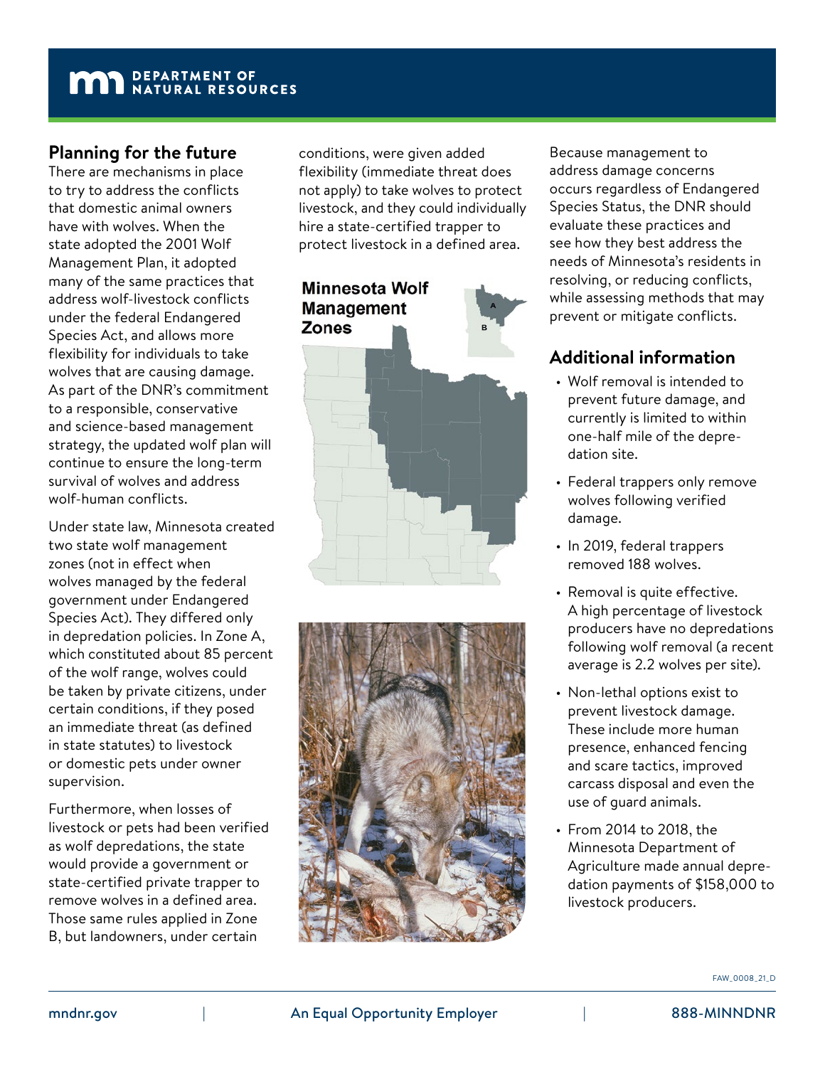## Planning for the future

There are mechanisms in place to try to address the conflicts that domestic animal owners have with wolves. When the state adopted the 2001 Wolf Management Plan, it adopted many of the same practices that address wolf-livestock conflicts under the federal Endangered Species Act, and allows more flexibility for individuals to take wolves that are causing damage. As part of the DNR's commitment to a responsible, conservative and science-based management strategy, the updated wolf plan will continue to ensure the long-term survival of wolves and address wolf-human conflicts.

Under state law, Minnesota created two state wolf management zones (not in effect when wolves managed by the federal government under Endangered Species Act). They differed only in depredation policies. In Zone A, which constituted about 85 percent of the wolf range, wolves could be taken by private citizens, under certain conditions, if they posed an immediate threat (as defined in state statutes) to livestock or domestic pets under owner supervision.

Furthermore, when losses of livestock or pets had been verified as wolf depredations, the state would provide a government or state-certified private trapper to remove wolves in a defined area. Those same rules applied in Zone B, but landowners, under certain conditions, were given added flexibility (immediate threat does not apply) to take wolves to protect livestock, and they could individually hire a state-certified trapper to protect livestock in a defined area.

Minnesota Wolf Management Zones

A

B

Because management to address damage concerns occurs regardless of Endangered Species Status, the DNR should evaluate these practices and see how they best address the needs of Minnesota's residents in resolving, or reducing conflicts, while assessing methods that may prevent or mitigate conflicts.

## Additional information

- Wolf removal is intended to prevent future damage, and currently is limited to within one-half mile of the depredation site.
- Federal trappers only remove wolves following verified damage.
- In 2019, federal trappers removed 188 wolves.
- Removal is quite effective. A high percentage of livestock producers have no depredations following wolf removal (a recent average is 2.2 wolves per site).
- Non-lethal options exist to prevent livestock damage. These include more human presence, enhanced fencing and scare tactics, improved carcass disposal and even the use of guard animals.
- From 2014 to 2018, the Minnesota Department of Agriculture made annual depredation payments of $158,000 to livestock producers.

FAW_0008_21_D